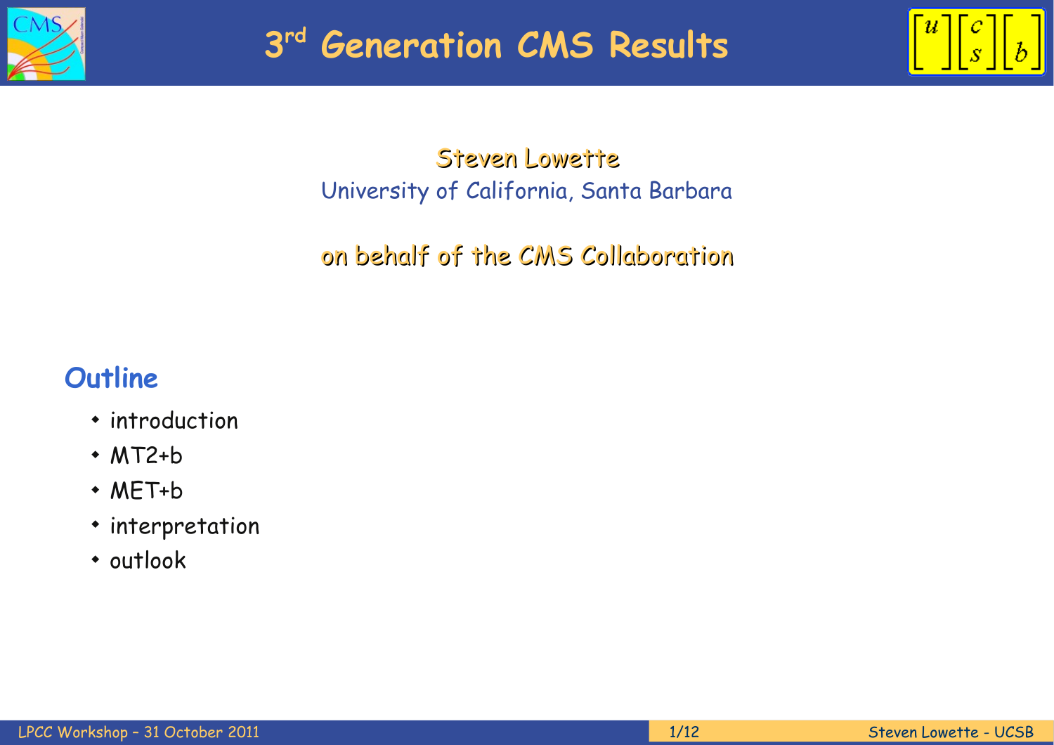# 3rd Generation CMS Results

Steven Lowette

University of California, Santa Barbara

on behalf of the CMS Collaboration

## Outline

- introduction
- MT2+b
- MET+b
- interpretation
- outlook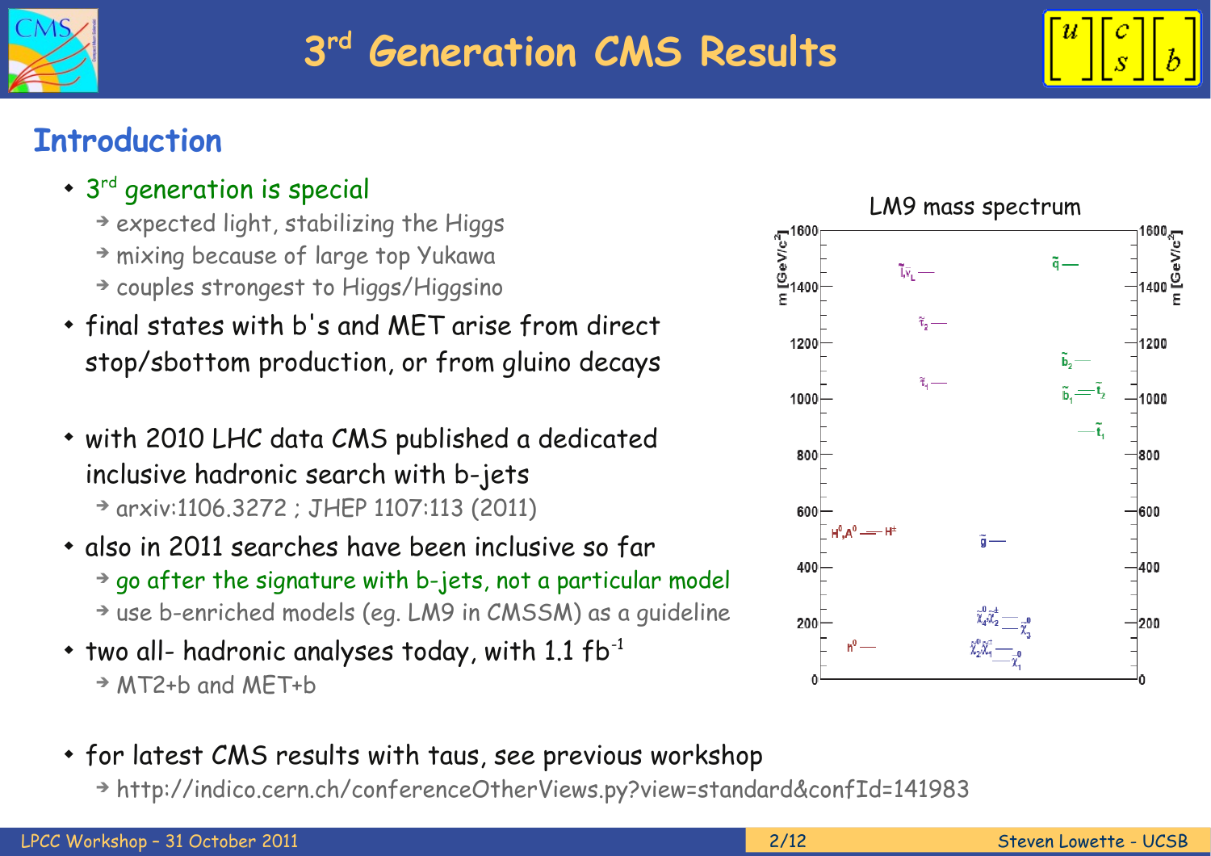# 3rd Generation CMS Results

## Introduction

- 3rd generation is special
  - expected light, stabilizing the Higgs
  - mixing because of large top Yukawa
  - couples strongest to Higgs/Higgsino
- final states with b's and MET arise from direct stop/sbottom production, or from gluino decays
- with 2010 LHC data CMS published a dedicated inclusive hadronic search with b-jets
  - arxiv:1106.3272 ; JHEP 1107:113 (2011)
- also in 2011 searches have been inclusive so far
  - go after the signature with b-jets, not a particular model
  - use b-enriched models (eg. LM9 in CMSSM) as a guideline
- two all- hadronic analyses today, with 1.1 $fb^{-1}$
  - MT2+b and MET+b

LM9 mass spectrum

- for latest CMS results with taus, see previous workshop
  - http://indico.cern.ch/conferenceOtherViews.py?view=standard&confId=141983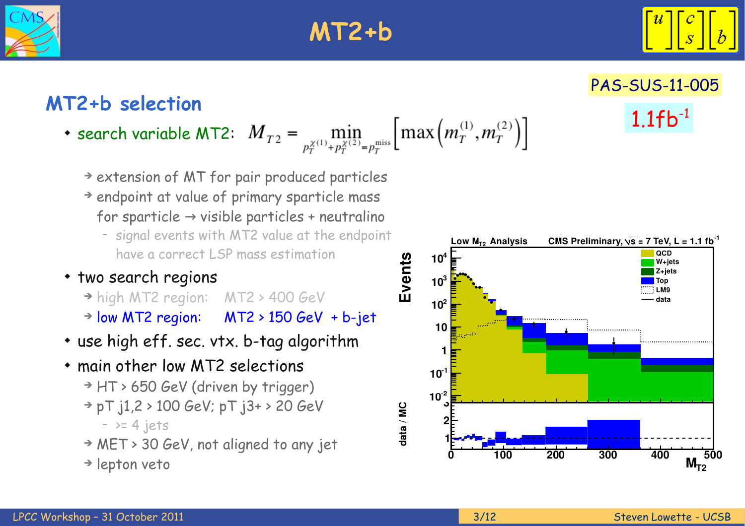# MT2+b

PAS-SUS-11-005

1.1fb$^{-1}$

## MT2+b selection

- search variable MT2: $M_{T2} = \min_{p_T^{\chi(1)} + p_T^{\chi(2)} = p_T^{\text{miss}}} \left[ \max\left(m_T^{(1)}, m_T^{(2)}\right) \right]$
  - extension of MT for pair produced particles
  - endpoint at value of primary sparticle mass for sparticle → visible particles + neutralino
    - signal events with MT2 value at the endpoint have a correct LSP mass estimation
- two search regions
  - high MT2 region: MT2 > 400 GeV
  - low MT2 region: MT2 > 150 GeV + b-jet
- use high eff. sec. vtx. b-tag algorithm
- main other low MT2 selections
  - HT > 650 GeV (driven by trigger)
  - pT j1,2 > 100 GeV; pT j3+ > 20 GeV
    - >= 4 jets
  - MET > 30 GeV, not aligned to any jet
  - lepton veto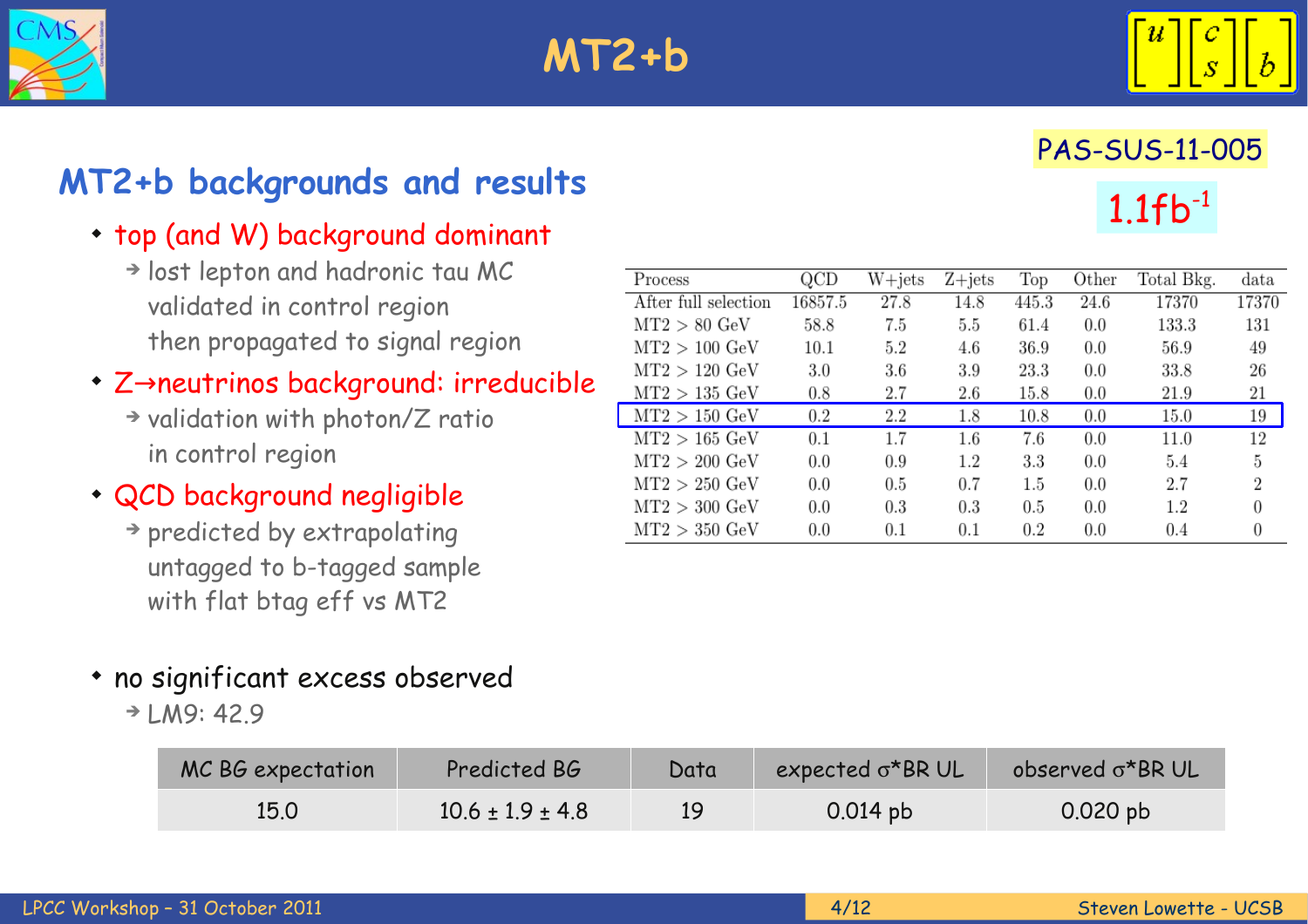# MT2+b

PAS-SUS-11-005

$1.1 fb^{-1}$

## MT2+b backgrounds and results

- top (and W) background dominant
  - lost lepton and hadronic tau MC validated in control region then propagated to signal region
- Z→neutrinos background: irreducible
  - validation with photon/Z ratio in control region
- QCD background negligible
  - predicted by extrapolating untagged to b-tagged sample with flat btag eff vs MT2

| Process | QCD | W+jets | Z+jets | Top | Other | Total Bkg. | data |
|---|---|---|---|---|---|---|---|
| After full selection | 16857.5 | 27.8 | 14.8 | 445.3 | 24.6 | 17370 | 17370 |
| MT2 > 80 GeV | 58.8 | 7.5 | 5.5 | 61.4 | 0.0 | 133.3 | 131 |
| MT2 > 100 GeV | 10.1 | 5.2 | 4.6 | 36.9 | 0.0 | 56.9 | 49 |
| MT2 > 120 GeV | 3.0 | 3.6 | 3.9 | 23.3 | 0.0 | 33.8 | 26 |
| MT2 > 135 GeV | 0.8 | 2.7 | 2.6 | 15.8 | 0.0 | 21.9 | 21 |
| MT2 > 150 GeV | 0.2 | 2.2 | 1.8 | 10.8 | 0.0 | 15.0 | 19 |
| MT2 > 165 GeV | 0.1 | 1.7 | 1.6 | 7.6 | 0.0 | 11.0 | 12 |
| MT2 > 200 GeV | 0.0 | 0.9 | 1.2 | 3.3 | 0.0 | 5.4 | 5 |
| MT2 > 250 GeV | 0.0 | 0.5 | 0.7 | 1.5 | 0.0 | 2.7 | 2 |
| MT2 > 300 GeV | 0.0 | 0.3 | 0.3 | 0.5 | 0.0 | 1.2 | 0 |
| MT2 > 350 GeV | 0.0 | 0.1 | 0.1 | 0.2 | 0.0 | 0.4 | 0 |

- no significant excess observed
  - LM9: 42.9

| MC BG expectation | Predicted BG | Data | expected σ*BR UL | observed σ*BR UL |
|---|---|---|---|---|
| 15.0 | 10.6 ± 1.9 ± 4.8 | 19 | 0.014 pb | 0.020 pb |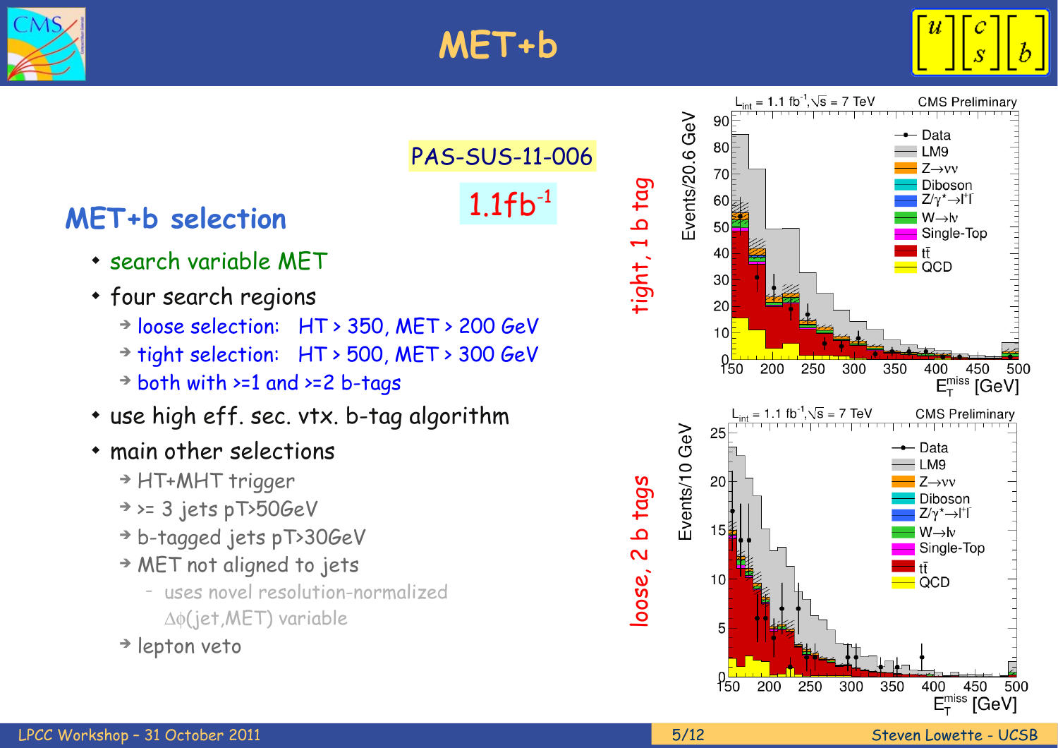# MET+b

PAS-SUS-11-006

$1.1 fb^{-1}$

## MET+b selection

- search variable MET
- four search regions
  - loose selection: HT > 350, MET > 200 GeV
  - tight selection: HT > 500, MET > 300 GeV
  - both with >=1 and >=2 b-tags
- use high eff. sec. vtx. b-tag algorithm
- main other selections
  - HT+MHT trigger
  - >= 3 jets pT>50GeV
  - b-tagged jets pT>30GeV
  - MET not aligned to jets
    - uses novel resolution-normalized $\Delta\phi$(jet,MET) variable
  - lepton veto

tight, 1 b tag

loose, 2 b tags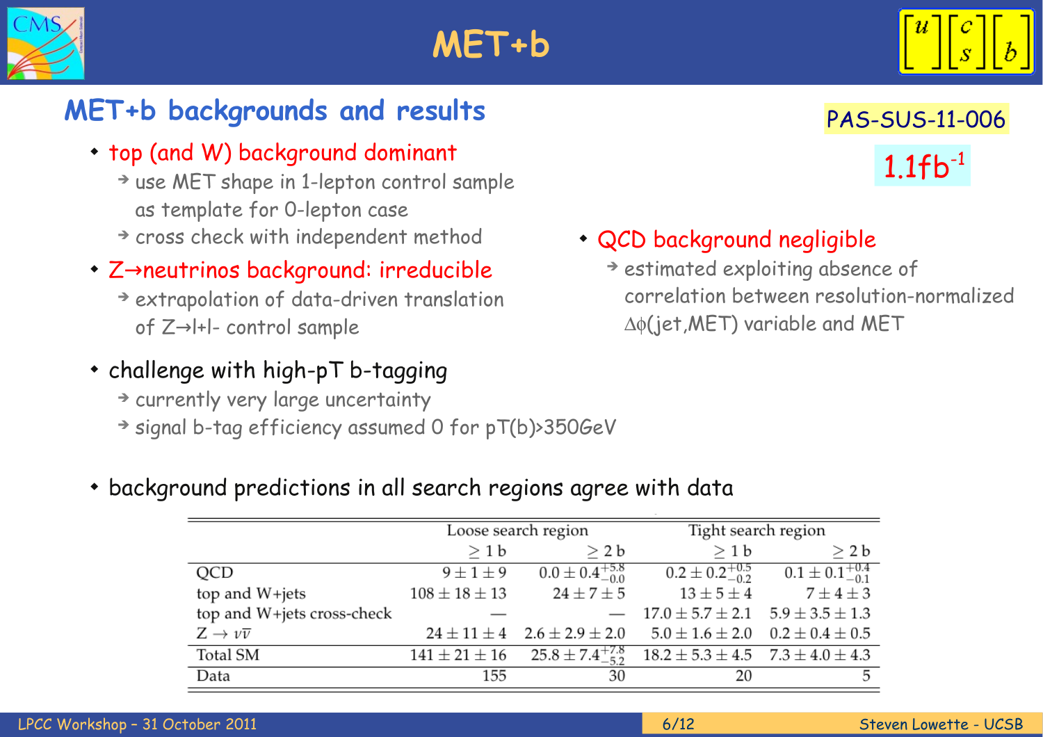# MET+b

## MET+b backgrounds and results

PAS-SUS-11-006

1.1fb$^{-1}$

- top (and W) background dominant
  - use MET shape in 1-lepton control sample as template for 0-lepton case
  - cross check with independent method
- Z→neutrinos background: irreducible
  - extrapolation of data-driven translation of Z→l+l- control sample
- QCD background negligible
  - estimated exploiting absence of correlation between resolution-normalized $\Delta\phi$(jet,MET) variable and MET
- challenge with high-pT b-tagging
  - currently very large uncertainty
  - signal b-tag efficiency assumed 0 for pT(b)>350GeV
- background predictions in all search regions agree with data

| | Loose search region | | Tight search region | |
|---|---|---|---|---|
| | $\geq 1$ b | $\geq 2$ b | $\geq 1$ b | $\geq 2$ b |
| QCD | $9 \pm 1 \pm 9$ | $0.0 \pm 0.4^{+5.8}_{-0.0}$ | $0.2 \pm 0.2^{+0.5}_{-0.2}$ | $0.1 \pm 0.1^{+0.4}_{-0.1}$ |
| top and W+jets | $108 \pm 18 \pm 13$ | $24 \pm 7 \pm 5$ | $13 \pm 5 \pm 4$ | $7 \pm 4 \pm 3$ |
| top and W+jets cross-check | — | — | $17.0 \pm 5.7 \pm 2.1$ | $5.9 \pm 3.5 \pm 1.3$ |
| $Z \rightarrow \nu\overline{\nu}$ | $24 \pm 11 \pm 4$ | $2.6 \pm 2.9 \pm 2.0$ | $5.0 \pm 1.6 \pm 2.0$ | $0.2 \pm 0.4 \pm 0.5$ |
| Total SM | $141 \pm 21 \pm 16$ | $25.8 \pm 7.4^{+7.8}_{-5.2}$ | $18.2 \pm 5.3 \pm 4.5$ | $7.3 \pm 4.0 \pm 4.3$ |
| Data | 155 | 30 | 20 | 5 |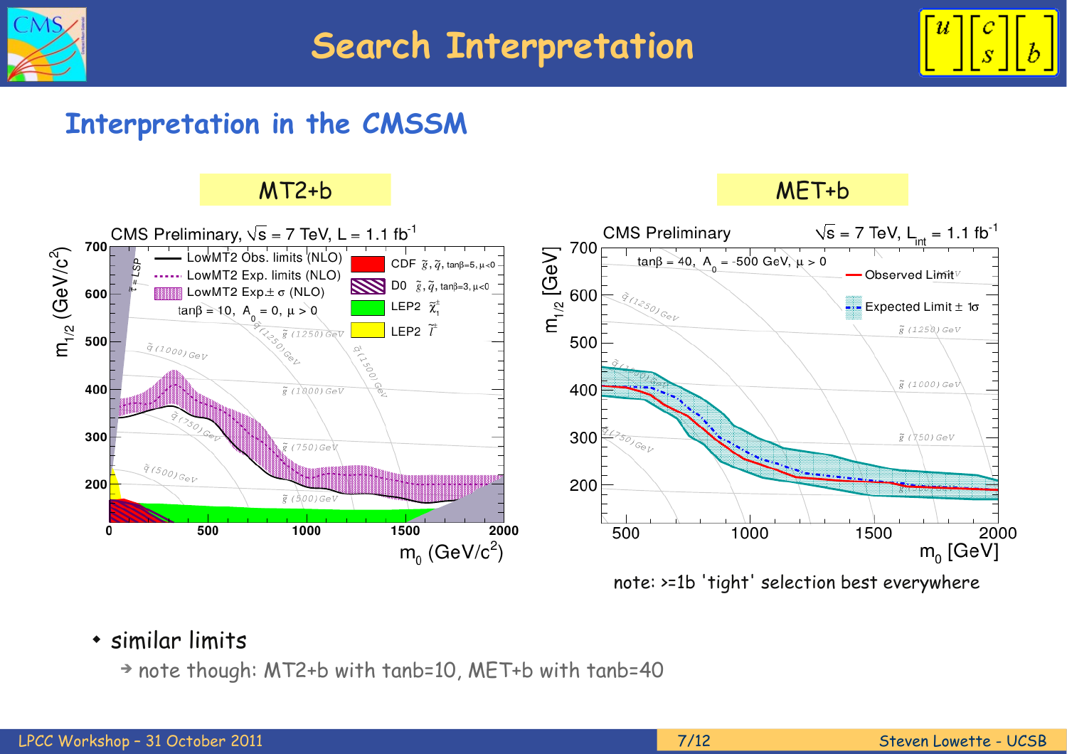# Search Interpretation

## Interpretation in the CMSSM

**MT2+b**

**MET+b**

note: >=1b 'tight' selection best everywhere

- similar limits
  - note though: MT2+b with tanb=10, MET+b with tanb=40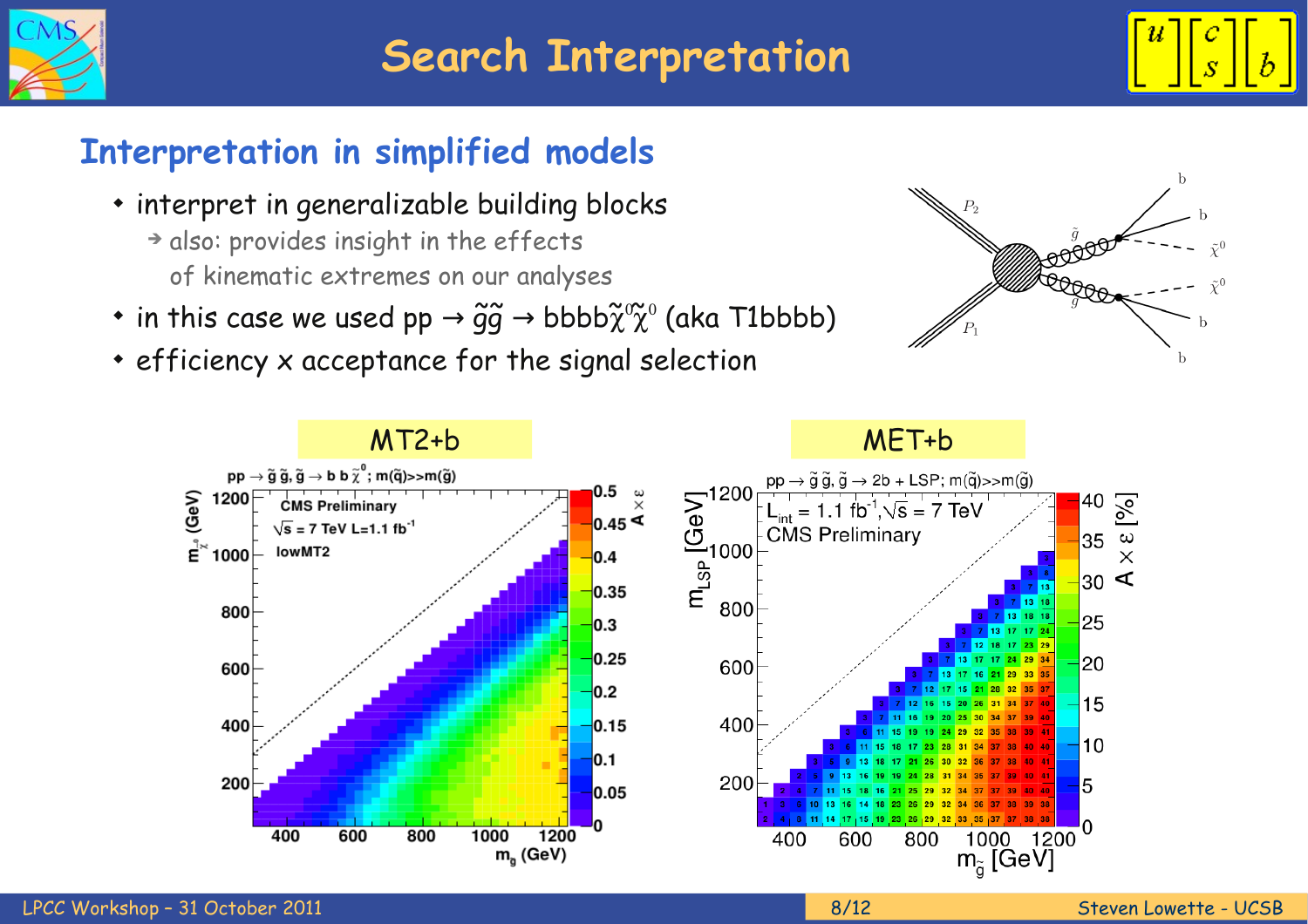# Search Interpretation

## Interpretation in simplified models

- interpret in generalizable building blocks
  - → also: provides insight in the effects of kinematic extremes on our analyses
- in this case we used pp → $\tilde{g}\tilde{g}$ → bbbb$\tilde{\chi}^0\tilde{\chi}^0$ (aka T1bbbb)
- efficiency x acceptance for the signal selection

MT2+b

MET+b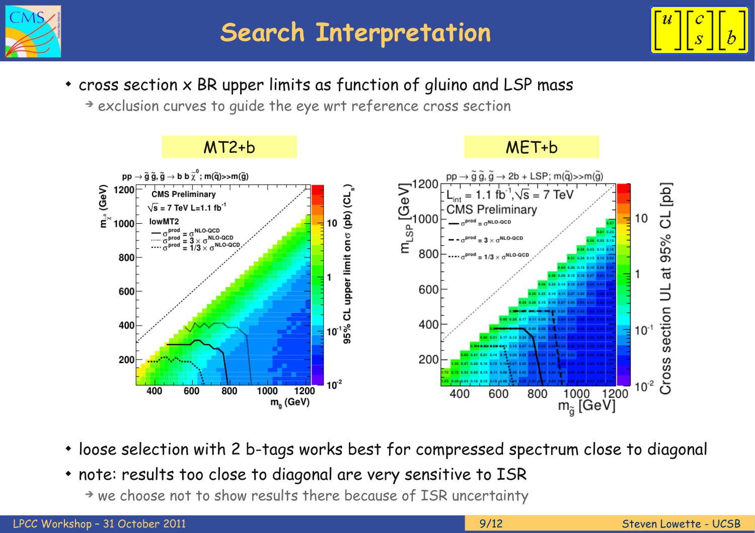# Search Interpretation

- cross section x BR upper limits as function of gluino and LSP mass
  - exclusion curves to guide the eye wrt reference cross section

MT2+b

MET+b

- loose selection with 2 b-tags works best for compressed spectrum close to diagonal
- note: results too close to diagonal are very sensitive to ISR
  - we choose not to show results there because of ISR uncertainty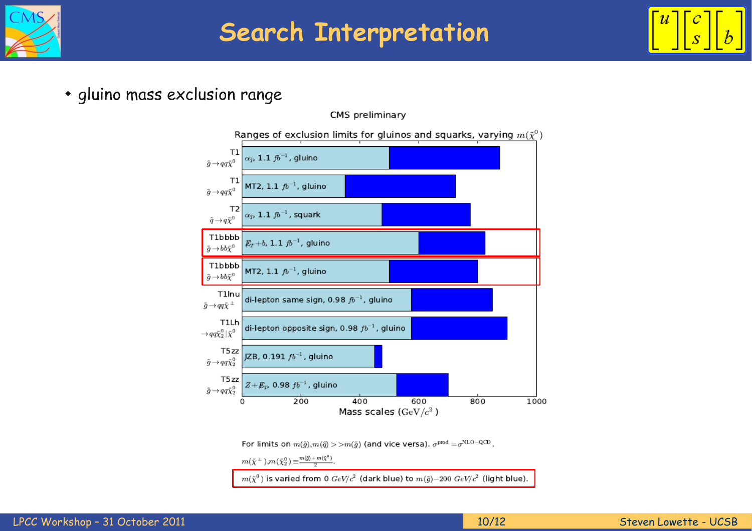# Search Interpretation

- gluino mass exclusion range

CMS preliminary

Ranges of exclusion limits for gluinos and squarks, varying $m(\tilde{\chi}^0)$

| Model | Analysis | Light blue (GeV/$c^2$) | Dark blue (GeV/$c^2$) |
|---|---|---|---|
| T1 $\tilde{g} \to qq\tilde{\chi}^0$ | $\alpha_T$, 1.1 $fb^{-1}$, gluino | ~500 | ~875 |
| T1 $\tilde{g} \to qq\tilde{\chi}^0$ | MT2, 1.1 $fb^{-1}$, gluino | ~350 | ~725 |
| T2 $\tilde{q} \to q\tilde{\chi}^0$ | $\alpha_T$, 1.1 $fb^{-1}$, squark | ~475 | ~775 |
| T1bbbb $\tilde{g} \to bb\tilde{\chi}^0$ | $\not{E}_T + b$, 1.1 $fb^{-1}$, gluino | ~600 | ~825 |
| T1bbbb $\tilde{g} \to bb\tilde{\chi}^0$ | MT2, 1.1 $fb^{-1}$, gluino | ~500 | ~800 |
| T1lnu $\tilde{g} \to qq\tilde{\chi}^\pm$ | di-lepton same sign, 0.98 $fb^{-1}$, gluino | ~575 | ~850 |
| T1Lh $\to qq\tilde{\chi}_2^0 \vert \tilde{\chi}^0$ | di-lepton opposite sign, 0.98 $fb^{-1}$, gluino | ~575 | ~900 |
| T5zz $\tilde{g} \to qq\tilde{\chi}_2^0$ | JZB, 0.191 $fb^{-1}$, gluino | ~450 | ~475 |
| T5zz $\tilde{g} \to qq\tilde{\chi}_2^0$ | $Z + \not{E}_T$, 0.98 $fb^{-1}$, gluino | ~525 | ~700 |

Mass scales (GeV/$c^2$)

For limits on $m(\tilde{g}), m(\tilde{q}) >> m(\tilde{g})$ (and vice versa). $\sigma^{\text{prod}} = \sigma^{\text{NLO-QCD}}$.

$m(\tilde{\chi}^\pm), m(\tilde{\chi}_2^0) \equiv \frac{m(\tilde{g}) + m(\tilde{\chi}^0)}{2}$.

$m(\tilde{\chi}^0)$ is varied from 0 $GeV/c^2$ (dark blue) to $m(\tilde{g}) - 200$ $GeV/c^2$ (light blue).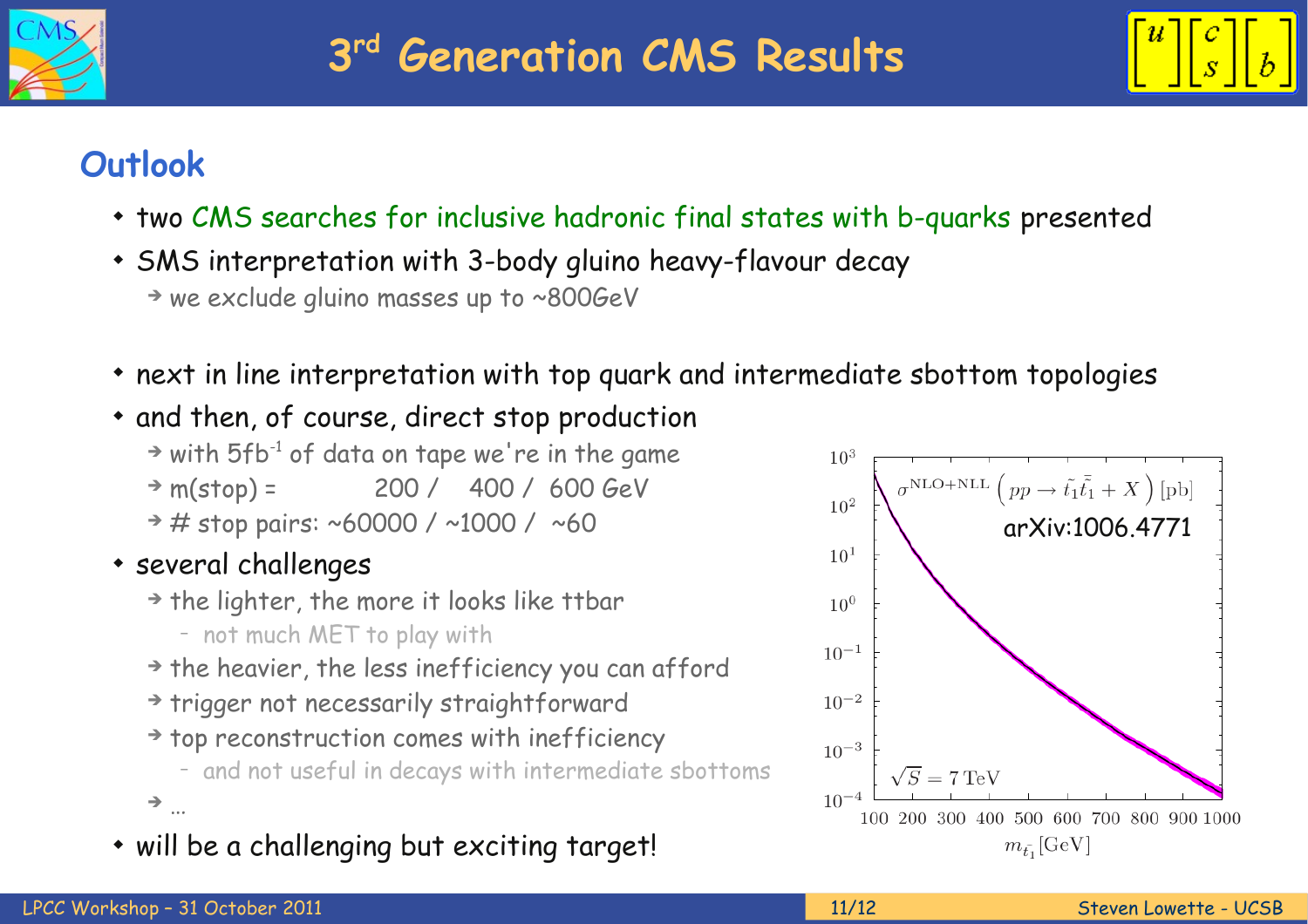## Outlook

- two CMS searches for inclusive hadronic final states with b-quarks presented
- SMS interpretation with 3-body gluino heavy-flavour decay
  - → we exclude gluino masses up to ~800GeV
- next in line interpretation with top quark and intermediate sbottom topologies
- and then, of course, direct stop production
  - → with 5fb$^{-1}$ of data on tape we're in the game
  - → m(stop) = 200 / 400 / 600 GeV
  - → # stop pairs: ~60000 / ~1000 / ~60
- several challenges
  - → the lighter, the more it looks like ttbar
    - not much MET to play with
  - → the heavier, the less inefficiency you can afford
  - → trigger not necessarily straightforward
  - → top reconstruction comes with inefficiency
    - and not useful in decays with intermediate sbottoms
  - → ...
- will be a challenging but exciting target!

$\sigma^{\mathrm{NLO+NLL}}\left(pp \to \tilde{t}_1\bar{\tilde{t}}_1 + X\right)$ [pb]

arXiv:1006.4771

$\sqrt{S} = 7$ TeV

$m_{\tilde{t}_1}$[GeV]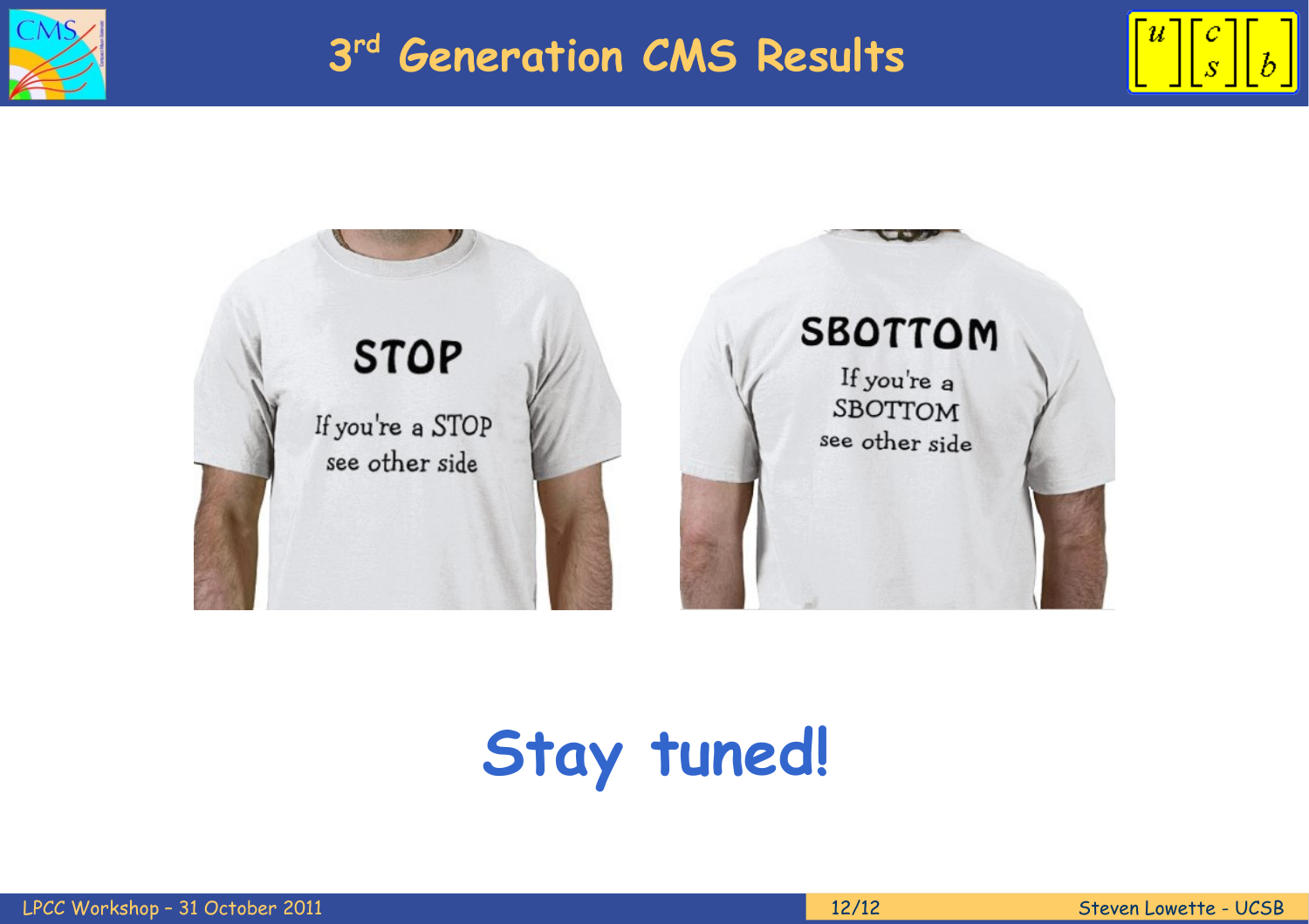# 3rd Generation CMS Results

STOP

If you're a STOP see other side

SBOTTOM

If you're a SBOTTOM see other side

**Stay tuned!**